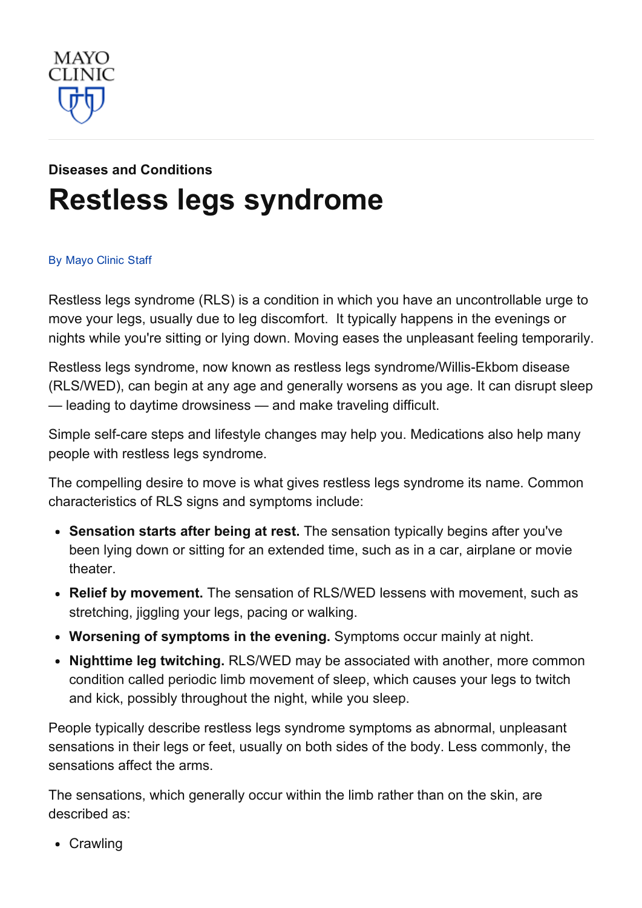MAYO CLINIC

**Diseases and Conditions**

# Restless legs syndrome

By Mayo Clinic Staff

Restless legs syndrome (RLS) is a condition in which you have an uncontrollable urge to move your legs, usually due to leg discomfort. It typically happens in the evenings or nights while you're sitting or lying down. Moving eases the unpleasant feeling temporarily.

Restless legs syndrome, now known as restless legs syndrome/Willis-Ekbom disease (RLS/WED), can begin at any age and generally worsens as you age. It can disrupt sleep — leading to daytime drowsiness — and make traveling difficult.

Simple self-care steps and lifestyle changes may help you. Medications also help many people with restless legs syndrome.

The compelling desire to move is what gives restless legs syndrome its name. Common characteristics of RLS signs and symptoms include:

- **Sensation starts after being at rest.** The sensation typically begins after you've been lying down or sitting for an extended time, such as in a car, airplane or movie theater.
- **Relief by movement.** The sensation of RLS/WED lessens with movement, such as stretching, jiggling your legs, pacing or walking.
- **Worsening of symptoms in the evening.** Symptoms occur mainly at night.
- **Nighttime leg twitching.** RLS/WED may be associated with another, more common condition called periodic limb movement of sleep, which causes your legs to twitch and kick, possibly throughout the night, while you sleep.

People typically describe restless legs syndrome symptoms as abnormal, unpleasant sensations in their legs or feet, usually on both sides of the body. Less commonly, the sensations affect the arms.

The sensations, which generally occur within the limb rather than on the skin, are described as:

- Crawling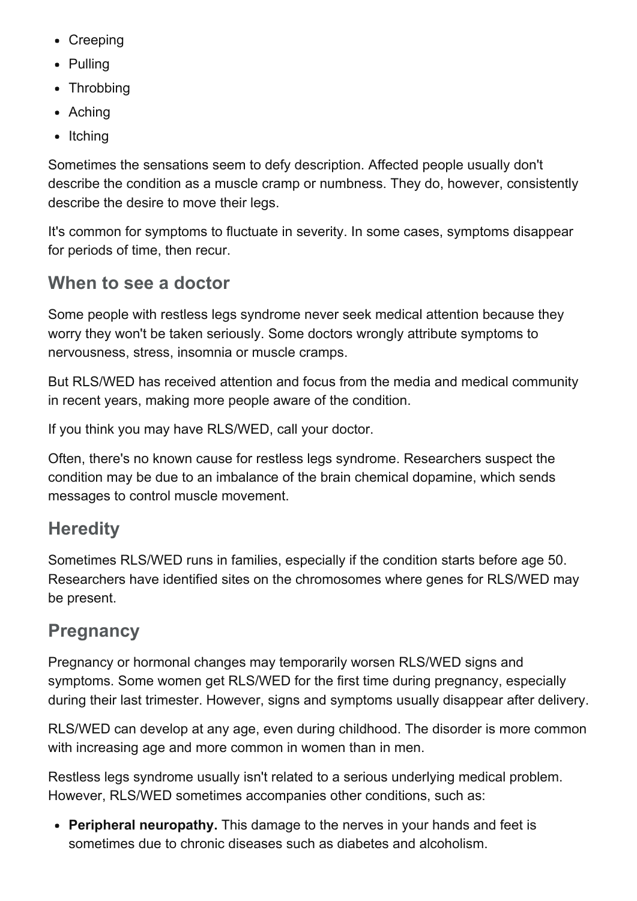- Creeping
- Pulling
- Throbbing
- Aching
- Itching

Sometimes the sensations seem to defy description. Affected people usually don't describe the condition as a muscle cramp or numbness. They do, however, consistently describe the desire to move their legs.

It's common for symptoms to fluctuate in severity. In some cases, symptoms disappear for periods of time, then recur.

## When to see a doctor

Some people with restless legs syndrome never seek medical attention because they worry they won't be taken seriously. Some doctors wrongly attribute symptoms to nervousness, stress, insomnia or muscle cramps.

But RLS/WED has received attention and focus from the media and medical community in recent years, making more people aware of the condition.

If you think you may have RLS/WED, call your doctor.

Often, there's no known cause for restless legs syndrome. Researchers suspect the condition may be due to an imbalance of the brain chemical dopamine, which sends messages to control muscle movement.

## Heredity

Sometimes RLS/WED runs in families, especially if the condition starts before age 50. Researchers have identified sites on the chromosomes where genes for RLS/WED may be present.

## Pregnancy

Pregnancy or hormonal changes may temporarily worsen RLS/WED signs and symptoms. Some women get RLS/WED for the first time during pregnancy, especially during their last trimester. However, signs and symptoms usually disappear after delivery.

RLS/WED can develop at any age, even during childhood. The disorder is more common with increasing age and more common in women than in men.

Restless legs syndrome usually isn't related to a serious underlying medical problem. However, RLS/WED sometimes accompanies other conditions, such as:

- **Peripheral neuropathy.** This damage to the nerves in your hands and feet is sometimes due to chronic diseases such as diabetes and alcoholism.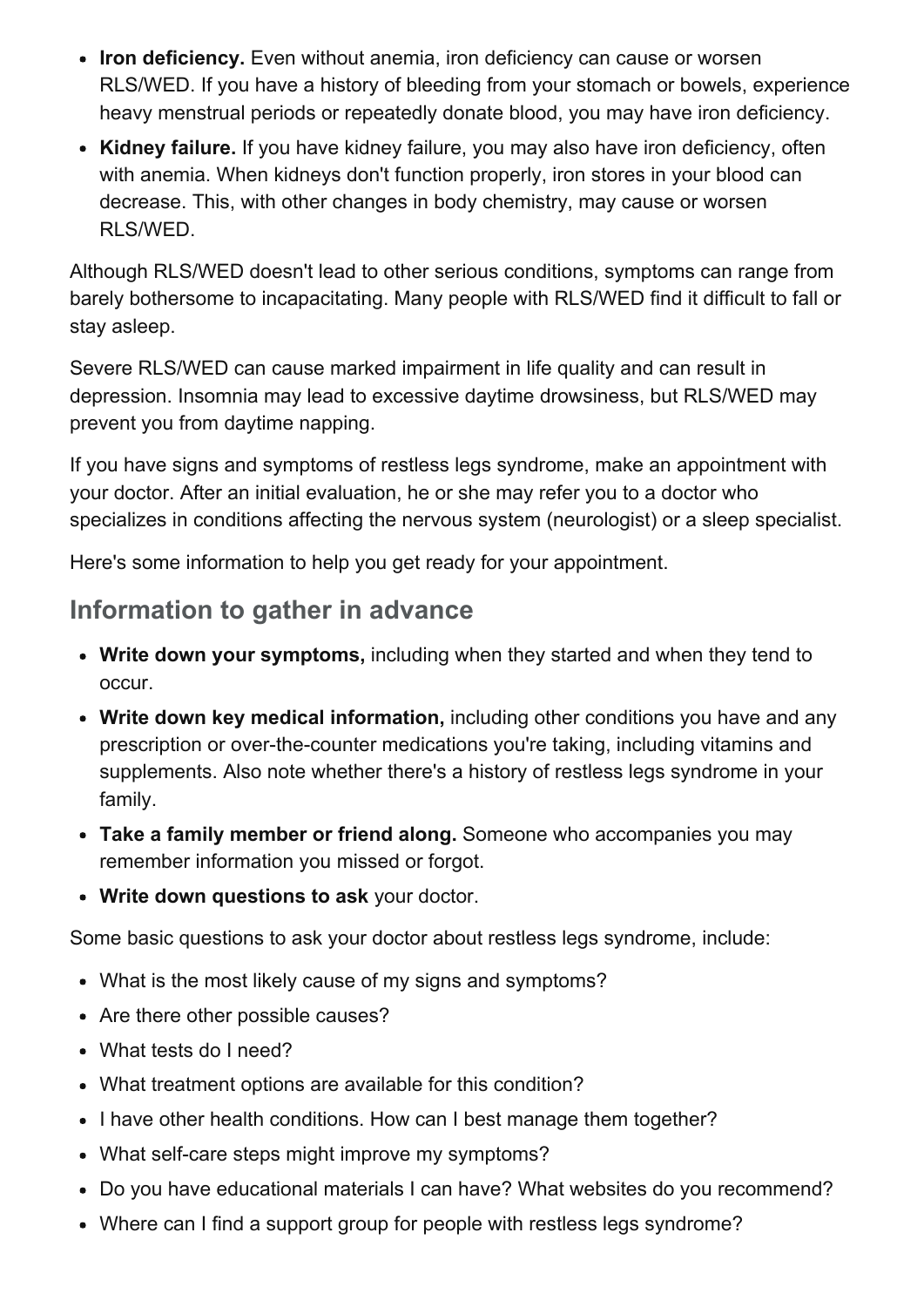- **Iron deficiency.** Even without anemia, iron deficiency can cause or worsen RLS/WED. If you have a history of bleeding from your stomach or bowels, experience heavy menstrual periods or repeatedly donate blood, you may have iron deficiency.
- **Kidney failure.** If you have kidney failure, you may also have iron deficiency, often with anemia. When kidneys don't function properly, iron stores in your blood can decrease. This, with other changes in body chemistry, may cause or worsen RLS/WED.

Although RLS/WED doesn't lead to other serious conditions, symptoms can range from barely bothersome to incapacitating. Many people with RLS/WED find it difficult to fall or stay asleep.

Severe RLS/WED can cause marked impairment in life quality and can result in depression. Insomnia may lead to excessive daytime drowsiness, but RLS/WED may prevent you from daytime napping.

If you have signs and symptoms of restless legs syndrome, make an appointment with your doctor. After an initial evaluation, he or she may refer you to a doctor who specializes in conditions affecting the nervous system (neurologist) or a sleep specialist.

Here's some information to help you get ready for your appointment.

## Information to gather in advance

- **Write down your symptoms,** including when they started and when they tend to occur.
- **Write down key medical information,** including other conditions you have and any prescription or over-the-counter medications you're taking, including vitamins and supplements. Also note whether there's a history of restless legs syndrome in your family.
- **Take a family member or friend along.** Someone who accompanies you may remember information you missed or forgot.
- **Write down questions to ask** your doctor.

Some basic questions to ask your doctor about restless legs syndrome, include:

- What is the most likely cause of my signs and symptoms?
- Are there other possible causes?
- What tests do I need?
- What treatment options are available for this condition?
- I have other health conditions. How can I best manage them together?
- What self-care steps might improve my symptoms?
- Do you have educational materials I can have? What websites do you recommend?
- Where can I find a support group for people with restless legs syndrome?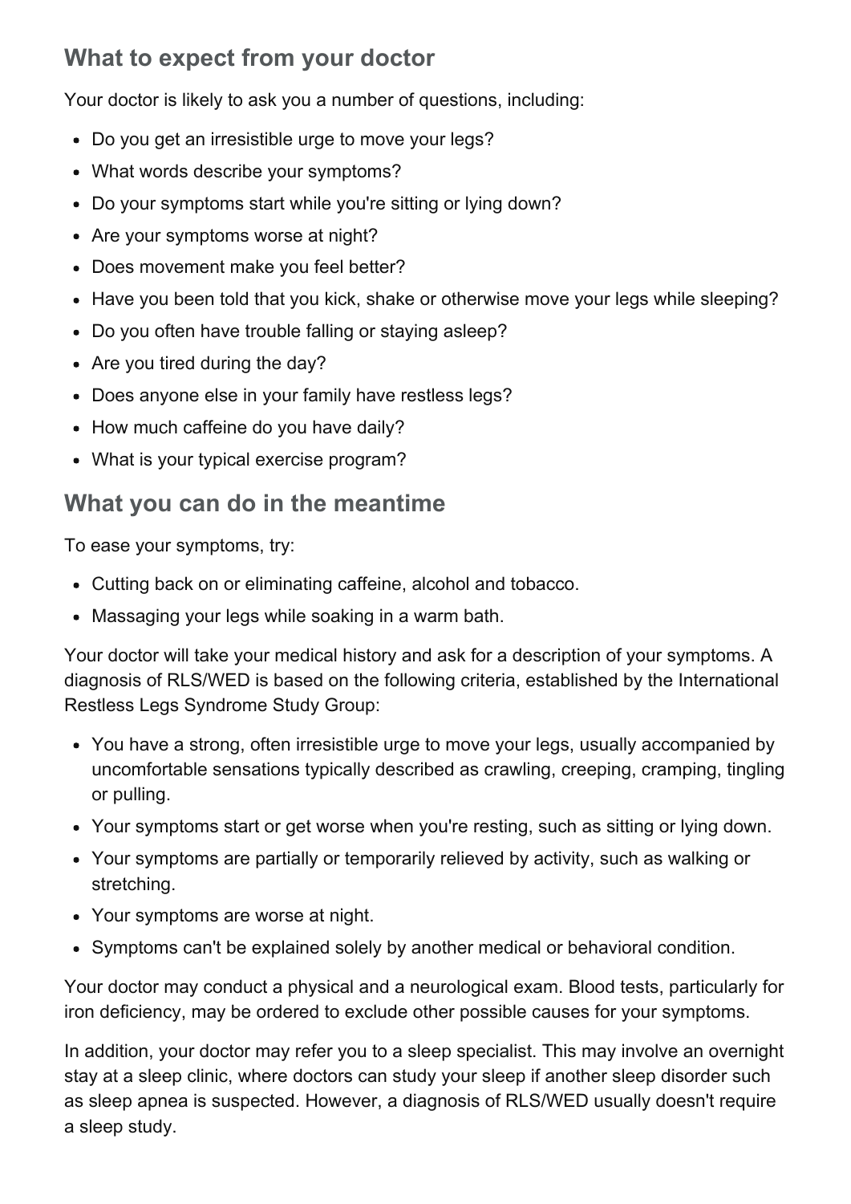## What to expect from your doctor

Your doctor is likely to ask you a number of questions, including:

- Do you get an irresistible urge to move your legs?
- What words describe your symptoms?
- Do your symptoms start while you're sitting or lying down?
- Are your symptoms worse at night?
- Does movement make you feel better?
- Have you been told that you kick, shake or otherwise move your legs while sleeping?
- Do you often have trouble falling or staying asleep?
- Are you tired during the day?
- Does anyone else in your family have restless legs?
- How much caffeine do you have daily?
- What is your typical exercise program?

## What you can do in the meantime

To ease your symptoms, try:

- Cutting back on or eliminating caffeine, alcohol and tobacco.
- Massaging your legs while soaking in a warm bath.

Your doctor will take your medical history and ask for a description of your symptoms. A diagnosis of RLS/WED is based on the following criteria, established by the International Restless Legs Syndrome Study Group:

- You have a strong, often irresistible urge to move your legs, usually accompanied by uncomfortable sensations typically described as crawling, creeping, cramping, tingling or pulling.
- Your symptoms start or get worse when you're resting, such as sitting or lying down.
- Your symptoms are partially or temporarily relieved by activity, such as walking or stretching.
- Your symptoms are worse at night.
- Symptoms can't be explained solely by another medical or behavioral condition.

Your doctor may conduct a physical and a neurological exam. Blood tests, particularly for iron deficiency, may be ordered to exclude other possible causes for your symptoms.

In addition, your doctor may refer you to a sleep specialist. This may involve an overnight stay at a sleep clinic, where doctors can study your sleep if another sleep disorder such as sleep apnea is suspected. However, a diagnosis of RLS/WED usually doesn't require a sleep study.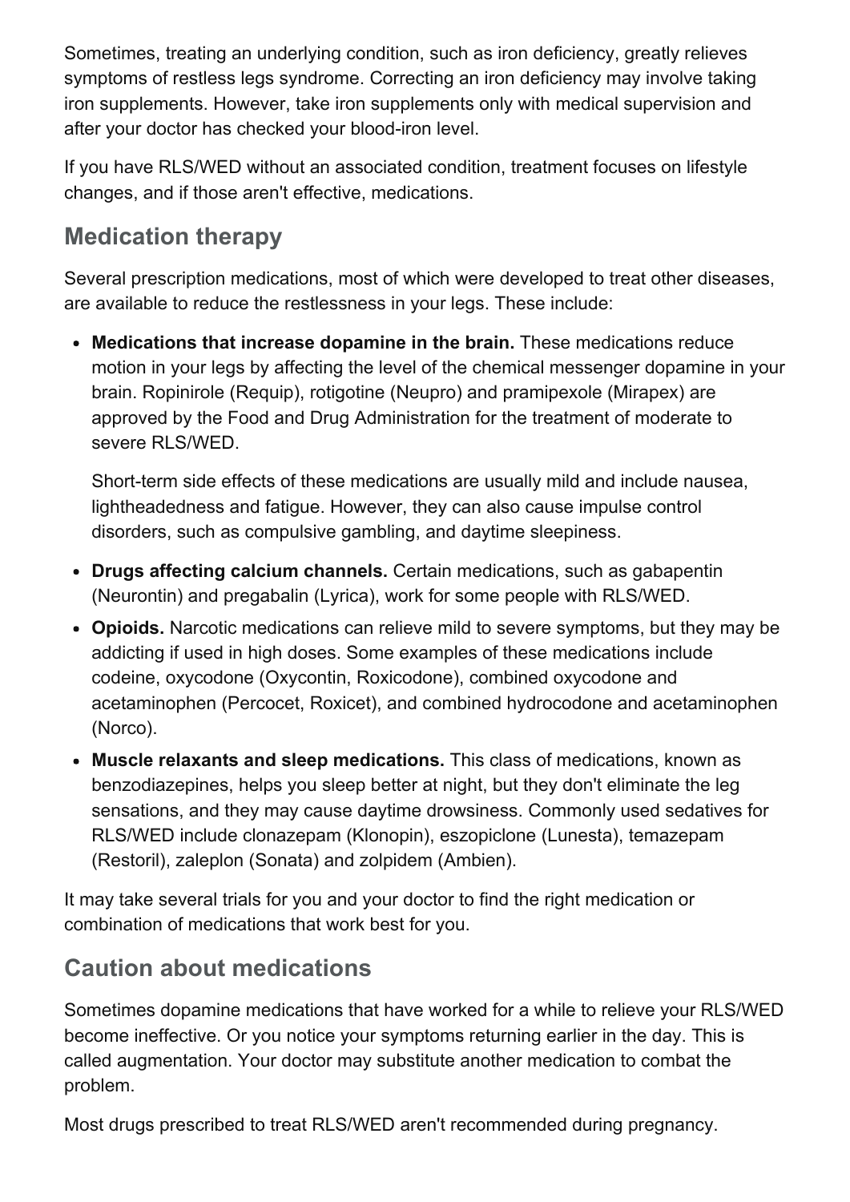Sometimes, treating an underlying condition, such as iron deficiency, greatly relieves symptoms of restless legs syndrome. Correcting an iron deficiency may involve taking iron supplements. However, take iron supplements only with medical supervision and after your doctor has checked your blood-iron level.

If you have RLS/WED without an associated condition, treatment focuses on lifestyle changes, and if those aren't effective, medications.

## Medication therapy

Several prescription medications, most of which were developed to treat other diseases, are available to reduce the restlessness in your legs. These include:

- **Medications that increase dopamine in the brain.** These medications reduce motion in your legs by affecting the level of the chemical messenger dopamine in your brain. Ropinirole (Requip), rotigotine (Neupro) and pramipexole (Mirapex) are approved by the Food and Drug Administration for the treatment of moderate to severe RLS/WED.

  Short-term side effects of these medications are usually mild and include nausea, lightheadedness and fatigue. However, they can also cause impulse control disorders, such as compulsive gambling, and daytime sleepiness.

- **Drugs affecting calcium channels.** Certain medications, such as gabapentin (Neurontin) and pregabalin (Lyrica), work for some people with RLS/WED.
- **Opioids.** Narcotic medications can relieve mild to severe symptoms, but they may be addicting if used in high doses. Some examples of these medications include codeine, oxycodone (Oxycontin, Roxicodone), combined oxycodone and acetaminophen (Percocet, Roxicet), and combined hydrocodone and acetaminophen (Norco).
- **Muscle relaxants and sleep medications.** This class of medications, known as benzodiazepines, helps you sleep better at night, but they don't eliminate the leg sensations, and they may cause daytime drowsiness. Commonly used sedatives for RLS/WED include clonazepam (Klonopin), eszopiclone (Lunesta), temazepam (Restoril), zaleplon (Sonata) and zolpidem (Ambien).

It may take several trials for you and your doctor to find the right medication or combination of medications that work best for you.

## Caution about medications

Sometimes dopamine medications that have worked for a while to relieve your RLS/WED become ineffective. Or you notice your symptoms returning earlier in the day. This is called augmentation. Your doctor may substitute another medication to combat the problem.

Most drugs prescribed to treat RLS/WED aren't recommended during pregnancy.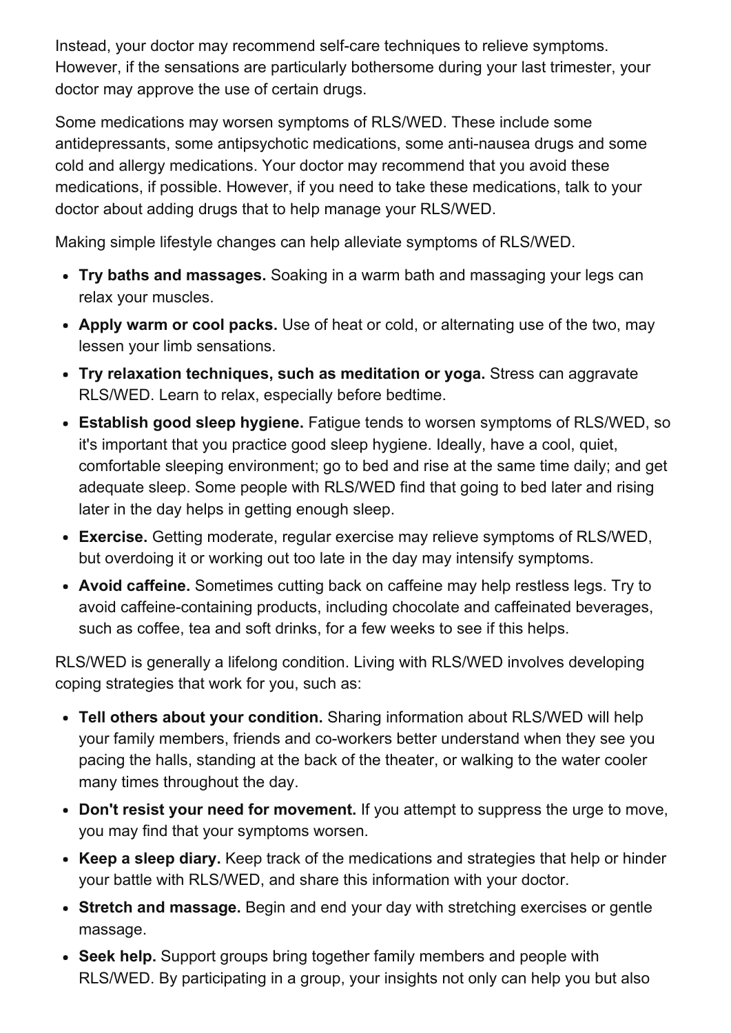Instead, your doctor may recommend self-care techniques to relieve symptoms. However, if the sensations are particularly bothersome during your last trimester, your doctor may approve the use of certain drugs.

Some medications may worsen symptoms of RLS/WED. These include some antidepressants, some antipsychotic medications, some anti-nausea drugs and some cold and allergy medications. Your doctor may recommend that you avoid these medications, if possible. However, if you need to take these medications, talk to your doctor about adding drugs that to help manage your RLS/WED.

Making simple lifestyle changes can help alleviate symptoms of RLS/WED.

- **Try baths and massages.** Soaking in a warm bath and massaging your legs can relax your muscles.
- **Apply warm or cool packs.** Use of heat or cold, or alternating use of the two, may lessen your limb sensations.
- **Try relaxation techniques, such as meditation or yoga.** Stress can aggravate RLS/WED. Learn to relax, especially before bedtime.
- **Establish good sleep hygiene.** Fatigue tends to worsen symptoms of RLS/WED, so it's important that you practice good sleep hygiene. Ideally, have a cool, quiet, comfortable sleeping environment; go to bed and rise at the same time daily; and get adequate sleep. Some people with RLS/WED find that going to bed later and rising later in the day helps in getting enough sleep.
- **Exercise.** Getting moderate, regular exercise may relieve symptoms of RLS/WED, but overdoing it or working out too late in the day may intensify symptoms.
- **Avoid caffeine.** Sometimes cutting back on caffeine may help restless legs. Try to avoid caffeine-containing products, including chocolate and caffeinated beverages, such as coffee, tea and soft drinks, for a few weeks to see if this helps.

RLS/WED is generally a lifelong condition. Living with RLS/WED involves developing coping strategies that work for you, such as:

- **Tell others about your condition.** Sharing information about RLS/WED will help your family members, friends and co-workers better understand when they see you pacing the halls, standing at the back of the theater, or walking to the water cooler many times throughout the day.
- **Don't resist your need for movement.** If you attempt to suppress the urge to move, you may find that your symptoms worsen.
- **Keep a sleep diary.** Keep track of the medications and strategies that help or hinder your battle with RLS/WED, and share this information with your doctor.
- **Stretch and massage.** Begin and end your day with stretching exercises or gentle massage.
- **Seek help.** Support groups bring together family members and people with RLS/WED. By participating in a group, your insights not only can help you but also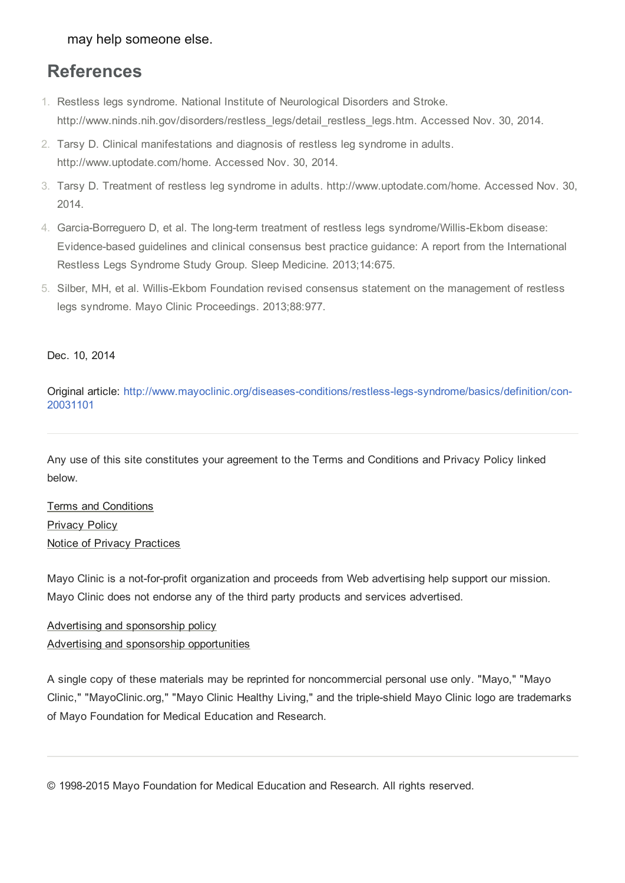may help someone else.

## References

1. Restless legs syndrome. National Institute of Neurological Disorders and Stroke. http://www.ninds.nih.gov/disorders/restless_legs/detail_restless_legs.htm. Accessed Nov. 30, 2014.
2. Tarsy D. Clinical manifestations and diagnosis of restless leg syndrome in adults. http://www.uptodate.com/home. Accessed Nov. 30, 2014.
3. Tarsy D. Treatment of restless leg syndrome in adults. http://www.uptodate.com/home. Accessed Nov. 30, 2014.
4. Garcia-Borreguero D, et al. The long-term treatment of restless legs syndrome/Willis-Ekbom disease: Evidence-based guidelines and clinical consensus best practice guidance: A report from the International Restless Legs Syndrome Study Group. Sleep Medicine. 2013;14:675.
5. Silber, MH, et al. Willis-Ekbom Foundation revised consensus statement on the management of restless legs syndrome. Mayo Clinic Proceedings. 2013;88:977.

Dec. 10, 2014

Original article: http://www.mayoclinic.org/diseases-conditions/restless-legs-syndrome/basics/definition/con-20031101

---

Any use of this site constitutes your agreement to the Terms and Conditions and Privacy Policy linked below.

Terms and Conditions
Privacy Policy
Notice of Privacy Practices

Mayo Clinic is a not-for-profit organization and proceeds from Web advertising help support our mission. Mayo Clinic does not endorse any of the third party products and services advertised.

Advertising and sponsorship policy
Advertising and sponsorship opportunities

A single copy of these materials may be reprinted for noncommercial personal use only. "Mayo," "Mayo Clinic," "MayoClinic.org," "Mayo Clinic Healthy Living," and the triple-shield Mayo Clinic logo are trademarks of Mayo Foundation for Medical Education and Research.

---

© 1998-2015 Mayo Foundation for Medical Education and Research. All rights reserved.